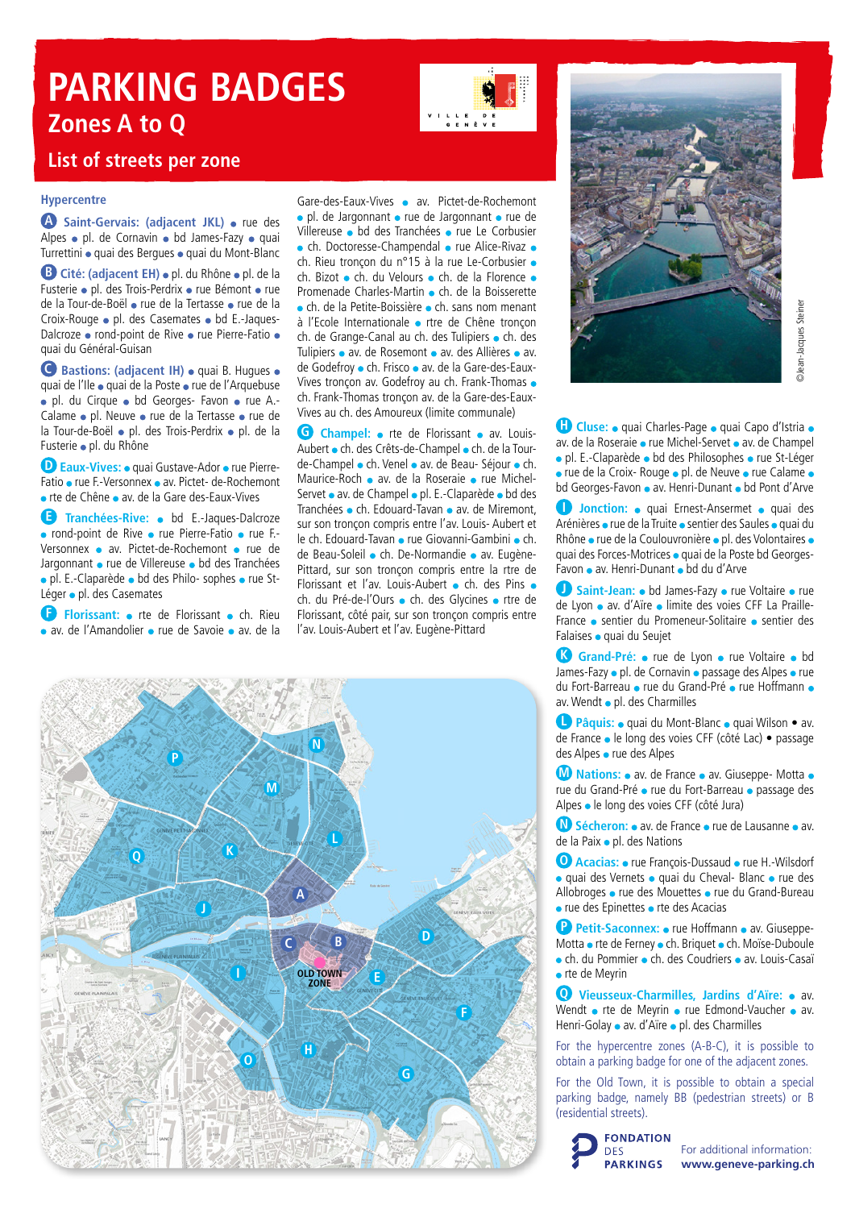# PARKING BADGES

## Zones A to Q

### List of streets per zone

VILLE DE GENÈVE

**Hypercentre**

**A Saint-Gervais: (adjacent JKL)** • rue des Alpes • pl. de Cornavin • bd James-Fazy • quai Turrettini • quai des Bergues • quai du Mont-Blanc

**B Cité: (adjacent EH)** • pl. du Rhône • pl. de la Fusterie • pl. des Trois-Perdrix • rue Bémont • rue de la Tour-de-Boël • rue de la Tertasse • rue de la Croix-Rouge • pl. des Casemates • bd E.-Jaques-Dalcroze • rond-point de Rive • rue Pierre-Fatio • quai du Général-Guisan

**C Bastions: (adjacent IH)** • quai B. Hugues • quai de l'Ile • quai de la Poste • rue de l'Arquebuse • pl. du Cirque • bd Georges- Favon • rue A.-Calame • pl. Neuve • rue de la Tertasse • rue de la Tour-de-Boël • pl. des Trois-Perdrix • pl. de la Fusterie • pl. du Rhône

**D Eaux-Vives:** • quai Gustave-Ador • rue Pierre-Fatio • rue F.-Versonnex • av. Pictet- de-Rochemont • rte de Chêne • av. de la Gare des-Eaux-Vives

**E Tranchées-Rive:** • bd E.-Jaques-Dalcroze • rond-point de Rive • rue Pierre-Fatio • rue F.-Versonnex • av. Pictet-de-Rochemont • rue de Jargonnant • rue de Villereuse • bd des Tranchées • pl. E.-Claparède • bd des Philo- sophes • rue St-Léger • pl. des Casemates

**F Florissant:** • rte de Florissant • ch. Rieu • av. de l'Amandolier • rue de Savoie • av. de la Gare-des-Eaux-Vives • av. Pictet-de-Rochemont • pl. de Jargonnant • rue de Jargonnant • rue de Villereuse • bd des Tranchées • rue Le Corbusier • ch. Doctoresse-Champendal • rue Alice-Rivaz • ch. Rieu tronçon du n°15 à la rue Le-Corbusier • ch. Bizot • ch. du Velours • ch. de la Florence • Promenade Charles-Martin • ch. de la Boisserette • ch. de la Petite-Boissière • ch. sans nom menant à l'Ecole Internationale • rtre de Chêne tronçon ch. de Grange-Canal au ch. des Tulipiers • ch. des Tulipiers • av. de Rosemont • av. des Allières • av. de Godefroy • ch. Frisco • av. de la Gare-des-Eaux-Vives tronçon av. Godefroy au ch. Frank-Thomas • ch. Frank-Thomas tronçon av. de la Gare-des-Eaux-Vives au ch. des Amoureux (limite communale)

**G Champel:** • rte de Florissant • av. Louis-Aubert • ch. des Crêts-de-Champel • ch. de la Tour-de-Champel • ch. Venel • av. de Beau- Séjour • ch. Maurice-Roch • av. de la Roseraie • rue Michel-Servet • av. de Champel • pl. E.-Claparède • bd des Tranchées • ch. Edouard-Tavan • av. de Miremont, sur son tronçon compris entre l'av. Louis- Aubert et le ch. Edouard-Tavan • rue Giovanni-Gambini • ch. de Beau-Soleil • ch. De-Normandie • av. Eugène-Pittard, sur son tronçon compris entre la rtre de Florissant et l'av. Louis-Aubert • ch. des Pins • ch. du Pré-de-l'Ours • ch. des Glycines • rtre de Florissant, côté pair, sur son tronçon compris entre l'av. Louis-Aubert et l'av. Eugène-Pittard

©Jean-Jacques Steiner

**H Cluse:** • quai Charles-Page • quai Capo d'Istria • av. de la Roseraie • rue Michel-Servet • av. de Champel • pl. E.-Claparède • bd des Philosophes • rue St-Léger • rue de la Croix- Rouge • pl. de Neuve • rue Calame • bd Georges-Favon • av. Henri-Dunant • bd Pont d'Arve

**I Jonction:** • quai Ernest-Ansermet • quai des Arénières • rue de la Truite • sentier des Saules • quai du Rhône • rue de la Coulouvrenière • pl. des Volontaires • quai des Forces-Motrices • quai de la Poste bd Georges-Favon • av. Henri-Dunant • bd du d'Arve

**J Saint-Jean:** • bd James-Fazy • rue Voltaire • rue de Lyon • av. d'Aïre • limite des voies CFF La Praille-France • sentier du Promeneur-Solitaire • sentier des Falaises • quai du Seujet

**K Grand-Pré:** • rue de Lyon • rue Voltaire • bd James-Fazy • pl. de Cornavin • passage des Alpes • rue du Fort-Barreau • rue du Grand-Pré • rue Hoffmann • av. Wendt • pl. des Charmilles

**L Pâquis:** • quai du Mont-Blanc • quai Wilson • av. de France • le long des voies CFF (côté Lac) • passage des Alpes • rue des Alpes

**M Nations:** • av. de France • av. Giuseppe- Motta • rue du Grand-Pré • rue du Fort-Barreau • passage des Alpes • le long des voies CFF (côté Jura)

**N Sécheron:** • av. de France • rue de Lausanne • av. de la Paix • pl. des Nations

**O Acacias:** • rue François-Dussaud • rue H.-Wilsdorf • quai des Vernets • quai du Cheval- Blanc • rue des Allobroges • rue des Mouettes • rue du Grand-Bureau • rue des Epinettes • rte des Acacias

**P Petit-Saconnex:** • rue Hoffmann • av. Giuseppe-Motta • rte de Ferney • ch. Briquet • ch. Moïse-Duboule • ch. du Pommier • ch. des Coudriers • av. Louis-Casaï • rte de Meyrin

**Q Vieusseux-Charmilles, Jardins d'Aïre:** • av. Wendt • rte de Meyrin • rue Edmond-Vaucher • av. Henri-Golay • av. d'Aïre • pl. des Charmilles

For the hypercentre zones (A-B-C), it is possible to obtain a parking badge for one of the adjacent zones.

For the Old Town, it is possible to obtain a special parking badge, namely BB (pedestrian streets) or B (residential streets).

FONDATION DES PARKINGS

For additional information: **www.geneve-parking.ch**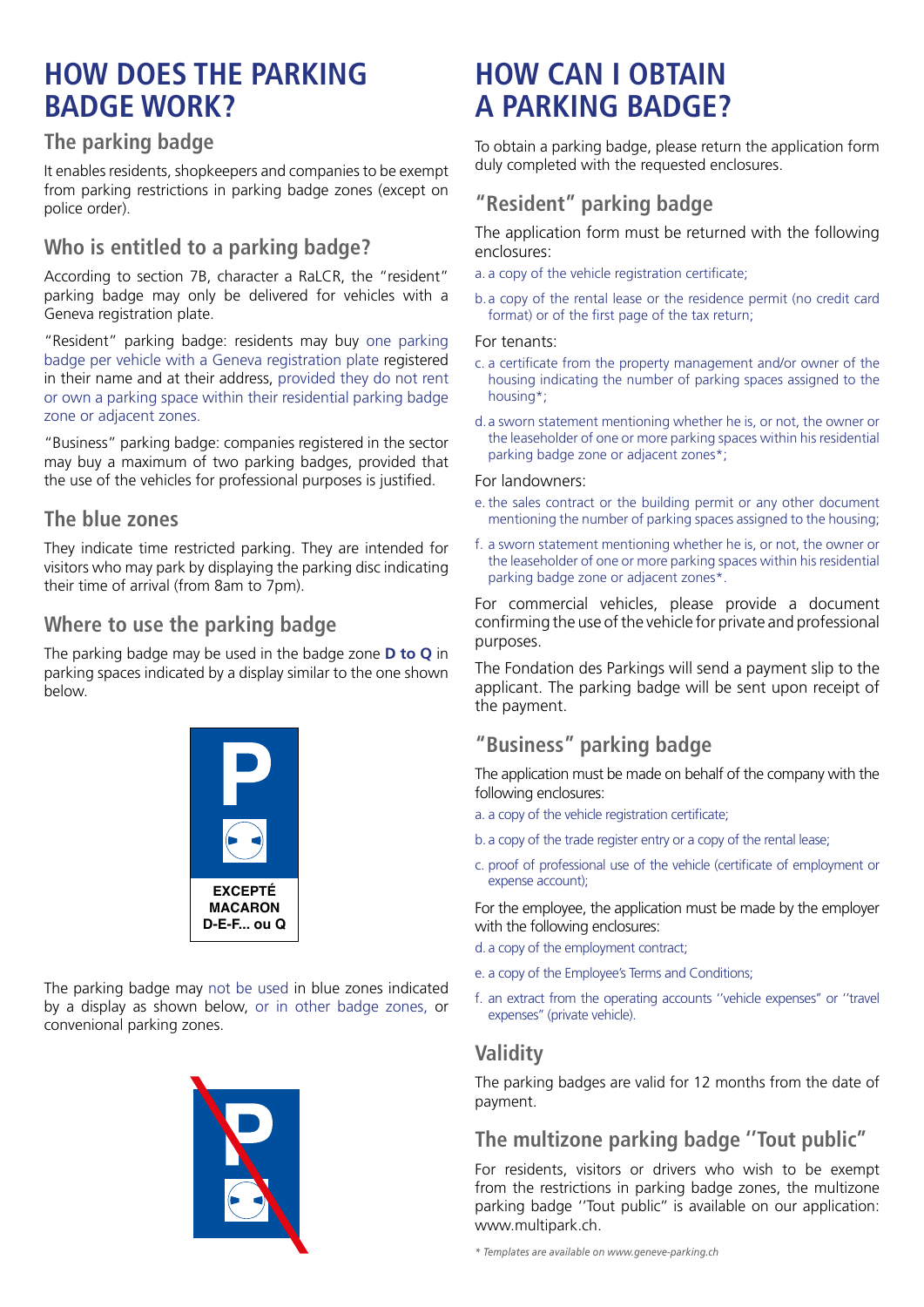# HOW DOES THE PARKING BADGE WORK?

## The parking badge

It enables residents, shopkeepers and companies to be exempt from parking restrictions in parking badge zones (except on police order).

## Who is entitled to a parking badge?

According to section 7B, character a RaLCR, the "resident" parking badge may only be delivered for vehicles with a Geneva registration plate.

"Resident" parking badge: residents may buy one parking badge per vehicle with a Geneva registration plate registered in their name and at their address, provided they do not rent or own a parking space within their residential parking badge zone or adjacent zones.

"Business" parking badge: companies registered in the sector may buy a maximum of two parking badges, provided that the use of the vehicles for professional purposes is justified.

## The blue zones

They indicate time restricted parking. They are intended for visitors who may park by displaying the parking disc indicating their time of arrival (from 8am to 7pm).

## Where to use the parking badge

The parking badge may be used in the badge zone **D to Q** in parking spaces indicated by a display similar to the one shown below.

P

EXCEPTÉ
MACARON
D-E-F... ou Q

The parking badge may not be used in blue zones indicated by a display as shown below, or in other badge zones, or convenional parking zones.

P

# HOW CAN I OBTAIN A PARKING BADGE?

To obtain a parking badge, please return the application form duly completed with the requested enclosures.

## "Resident" parking badge

The application form must be returned with the following enclosures:

a. a copy of the vehicle registration certificate;

b. a copy of the rental lease or the residence permit (no credit card format) or of the first page of the tax return;

For tenants:

c. a certificate from the property management and/or owner of the housing indicating the number of parking spaces assigned to the housing*;

d. a sworn statement mentioning whether he is, or not, the owner or the leaseholder of one or more parking spaces within his residential parking badge zone or adjacent zones*;

For landowners:

e. the sales contract or the building permit or any other document mentioning the number of parking spaces assigned to the housing;

f. a sworn statement mentioning whether he is, or not, the owner or the leaseholder of one or more parking spaces within his residential parking badge zone or adjacent zones*.

For commercial vehicles, please provide a document confirming the use of the vehicle for private and professional purposes.

The Fondation des Parkings will send a payment slip to the applicant. The parking badge will be sent upon receipt of the payment.

## "Business" parking badge

The application must be made on behalf of the company with the following enclosures:

a. a copy of the vehicle registration certificate;

b. a copy of the trade register entry or a copy of the rental lease;

c. proof of professional use of the vehicle (certificate of employment or expense account);

For the employee, the application must be made by the employer with the following enclosures:

d. a copy of the employment contract;

e. a copy of the Employee's Terms and Conditions;

f. an extract from the operating accounts ''vehicle expenses" or ''travel expenses" (private vehicle).

## Validity

The parking badges are valid for 12 months from the date of payment.

## The multizone parking badge ''Tout public"

For residents, visitors or drivers who wish to be exempt from the restrictions in parking badge zones, the multizone parking badge ''Tout public" is available on our application: www.multipark.ch.

*\* Templates are available on www.geneve-parking.ch*